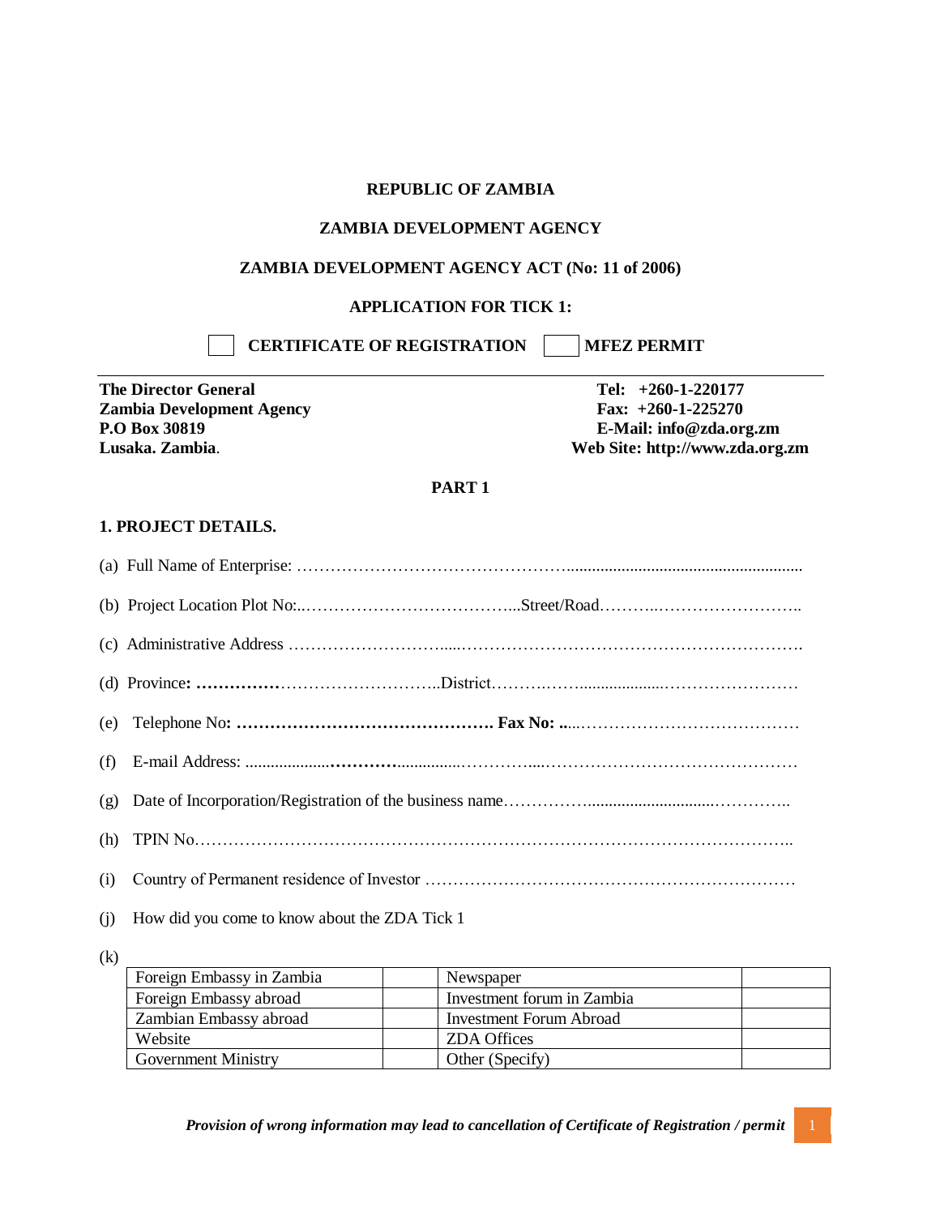**REPUBLIC OF ZAMBIA**

**ZAMBIA DEVELOPMENT AGENCY**

**ZAMBIA DEVELOPMENT AGENCY ACT (No: 11 of 2006)**

**APPLICATION FOR TICK 1:**

☐ **CERTIFICATE OF REGISTRATION** ☐ **MFEZ PERMIT**

---

**The Director General**
**Zambia Development Agency**
**P.O Box 30819**
**Lusaka. Zambia**.

**Tel: +260-1-220177**
**Fax: +260-1-225270**
**E-Mail: info@zda.org.zm**
**Web Site: http://www.zda.org.zm**

**PART 1**

**1. PROJECT DETAILS.**

(a) Full Name of Enterprise: ……………………………………………………………………………………

(b) Project Location Plot No:..……………………………….....Street/Road………..……………………..

(c) Administrative Address …………………………......………………………………………………….

(d) Province**: ……………**………………………..District……….……...................……………………

(e) Telephone No**: ………………………………………. Fax No: ..**...…………………………………

(f) E-mail Address: ...................**………**...............…………....………………………………………

(g) Date of Incorporation/Registration of the business name……………...............................…………..

(h) TPIN No…………………………………………………………………………………………………..

(i) Country of Permanent residence of Investor ………………………………………………………

(j) How did you come to know about the ZDA Tick 1

(k)

| | | | |
|---|---|---|---|
| Foreign Embassy in Zambia | | Newspaper | |
| Foreign Embassy abroad | | Investment forum in Zambia | |
| Zambian Embassy abroad | | Investment Forum Abroad | |
| Website | | ZDA Offices | |
| Government Ministry | | Other (Specify) | |

***Provision of wrong information may lead to cancellation of Certificate of Registration / permit***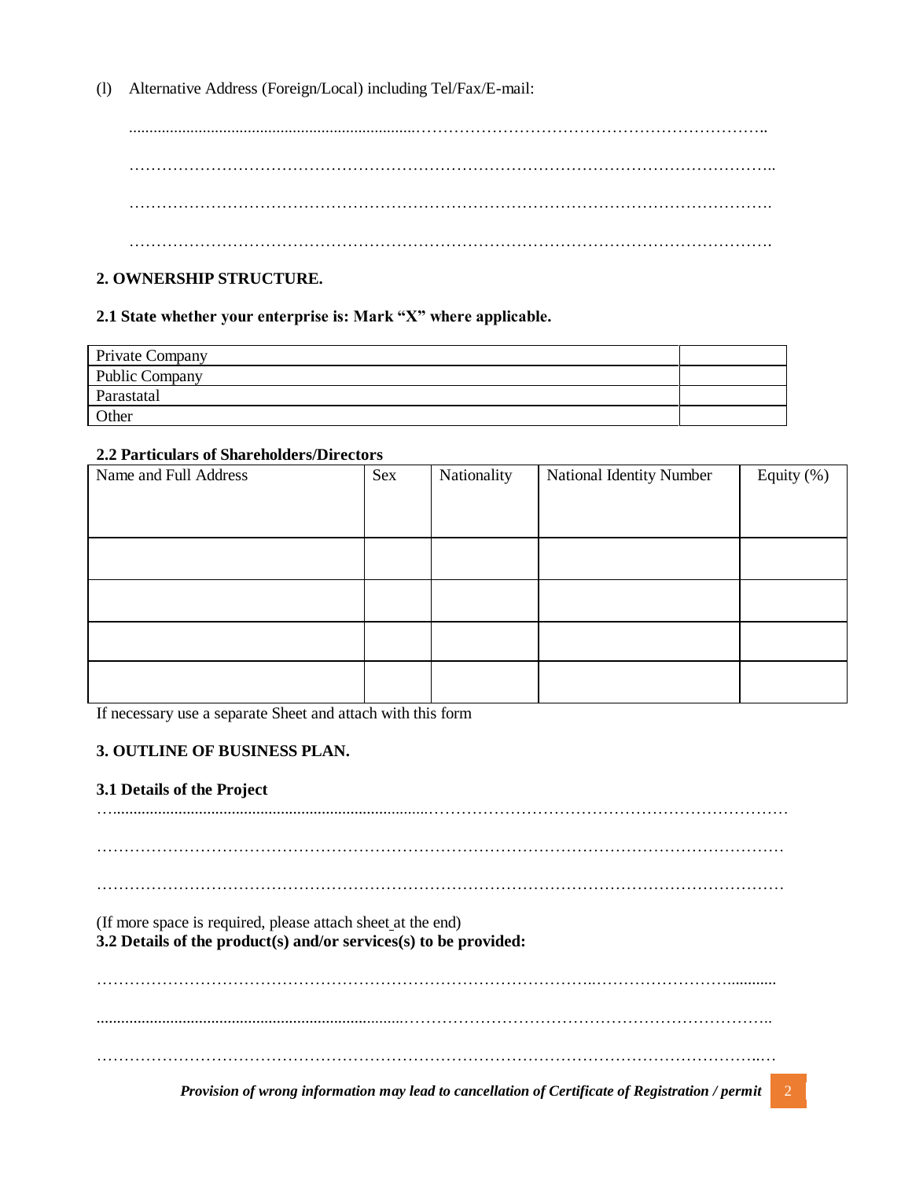(l) Alternative Address (Foreign/Local) including Tel/Fax/E-mail:

.......................................................................................................................................

.......................................................................................................................................

.......................................................................................................................................

.......................................................................................................................................

**2. OWNERSHIP STRUCTURE.**

**2.1 State whether your enterprise is: Mark "X" where applicable.**

| | |
|---|---|
| Private Company | |
| Public Company | |
| Parastatal | |
| Other | |

**2.2 Particulars of Shareholders/Directors**

| Name and Full Address | Sex | Nationality | National Identity Number | Equity (%) |
|---|---|---|---|---|
| | | | | |
| | | | | |
| | | | | |
| | | | | |

If necessary use a separate Sheet and attach with this form

**3. OUTLINE OF BUSINESS PLAN.**

**3.1 Details of the Project**

.......................................................................................................................................

.......................................................................................................................................

.......................................................................................................................................

(If more space is required, please attach sheet at the end)

**3.2 Details of the product(s) and/or services(s) to be provided:**

.......................................................................................................................................

.......................................................................................................................................

.......................................................................................................................................

***Provision of wrong information may lead to cancellation of Certificate of Registration / permit***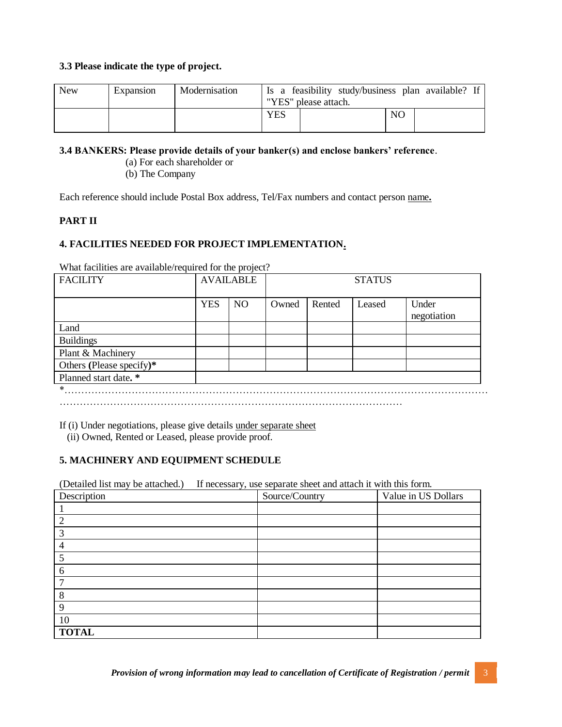**3.3 Please indicate the type of project.**

| New | Expansion | Modernisation | Is a feasibility study/business plan available? If "YES" please attach. | | | |
|---|---|---|---|---|---|---|
| | | | YES | | NO | |

**3.4 BANKERS: Please provide details of your banker(s) and enclose bankers' reference**.

(a) For each shareholder or

(b) The Company

Each reference should include Postal Box address, Tel/Fax numbers and contact person name**.**

**PART II**

**4. FACILITIES NEEDED FOR PROJECT IMPLEMENTATION.**

What facilities are available/required for the project?

| FACILITY | AVAILABLE | | STATUS | | | |
|---|---|---|---|---|---|---|
| | YES | NO | Owned | Rented | Leased | Under negotiation |
| Land | | | | | | |
| Buildings | | | | | | |
| Plant & Machinery | | | | | | |
| Others **(**Please specify**)*** | | | | | | |
| Planned start date**. *** | | | | | | |

*………………………………………………………………………………………………………………
………………………………………………………………………………………

If (i) Under negotiations, please give details under separate sheet

(ii) Owned, Rented or Leased, please provide proof.

**5. MACHINERY AND EQUIPMENT SCHEDULE**

(Detailed list may be attached.) If necessary, use separate sheet and attach it with this form.

| Description | Source/Country | Value in US Dollars |
|---|---|---|
| 1 | | |
| 2 | | |
| 3 | | |
| 4 | | |
| 5 | | |
| 6 | | |
| 7 | | |
| 8 | | |
| 9 | | |
| 10 | | |
| **TOTAL** | | |

***Provision of wrong information may lead to cancellation of Certificate of Registration / permit***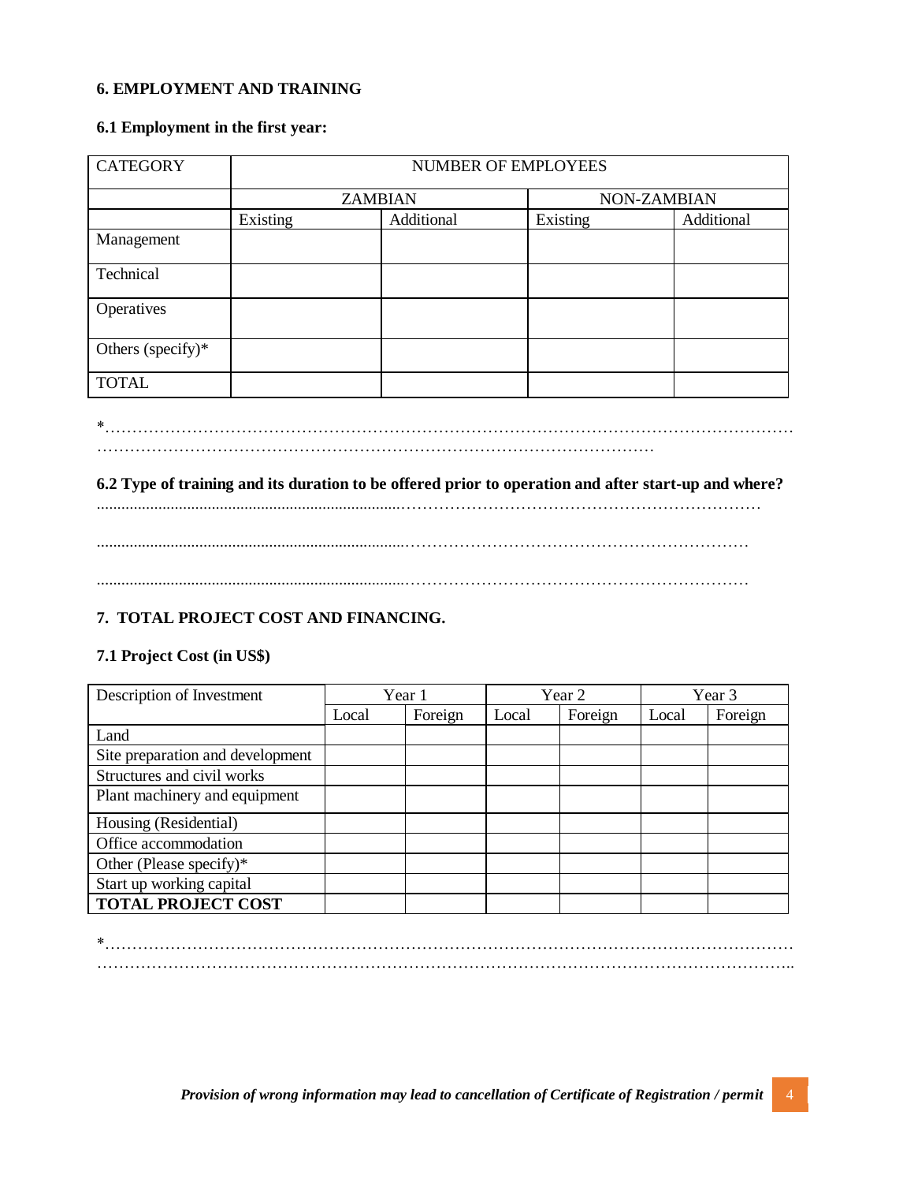### 6. EMPLOYMENT AND TRAINING

#### 6.1 Employment in the first year:

| CATEGORY | NUMBER OF EMPLOYEES | | | |
|---|---|---|---|---|
| | ZAMBIAN | | NON-ZAMBIAN | |
| | Existing | Additional | Existing | Additional |
| Management | | | | |
| Technical | | | | |
| Operatives | | | | |
| Others (specify)* | | | | |
| TOTAL | | | | |

*……………………………………………………………………………………………………………………………………………………………………………………………………………………………

#### 6.2 Type of training and its duration to be offered prior to operation and after start-up and where?

……………………………………………………………………………………………………………………………

……………………………………………………………………………………………………………………………

……………………………………………………………………………………………………………………………

### 7. TOTAL PROJECT COST AND FINANCING.

#### 7.1 Project Cost (in US$)

| Description of Investment | Year 1 | | Year 2 | | Year 3 | |
|---|---|---|---|---|---|---|
| | Local | Foreign | Local | Foreign | Local | Foreign |
| Land | | | | | | |
| Site preparation and development | | | | | | |
| Structures and civil works | | | | | | |
| Plant machinery and equipment | | | | | | |
| Housing (Residential) | | | | | | |
| Office accommodation | | | | | | |
| Other (Please specify)* | | | | | | |
| Start up working capital | | | | | | |
| **TOTAL PROJECT COST** | | | | | | |

*………………………………………………………………………………………………………………………………………………………………………………………………………………………………..

*Provision of wrong information may lead to cancellation of Certificate of Registration / permit*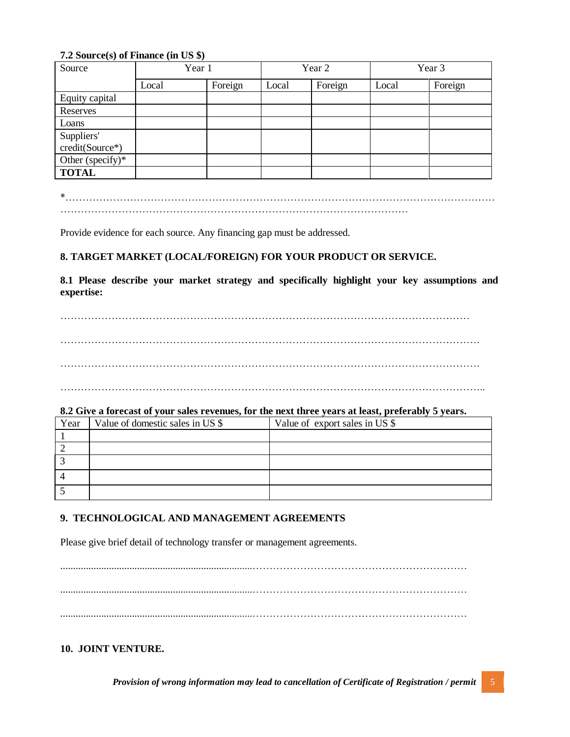**7.2 Source(s) of Finance (in US $)**

| Source | Year 1 | | Year 2 | | Year 3 | |
|---|---|---|---|---|---|---|
| | Local | Foreign | Local | Foreign | Local | Foreign |
| Equity capital | | | | | | |
| Reserves | | | | | | |
| Loans | | | | | | |
| Suppliers' credit(Source*) | | | | | | |
| Other (specify)* | | | | | | |
| **TOTAL** | | | | | | |

*…………………………………………………………………………………………………………………
………………………………………………………………………………………………

Provide evidence for each source. Any financing gap must be addressed.

## 8. TARGET MARKET (LOCAL/FOREIGN) FOR YOUR PRODUCT OR SERVICE.

**8.1 Please describe your market strategy and specifically highlight your key assumptions and expertise:**

…………………………………………………………………………………………………………

…………………………………………………………………………………………………………

…………………………………………………………………………………………………………

…………………………………………………………………………………………………………..

**8.2 Give a forecast of your sales revenues, for the next three years at least, preferably 5 years.**

| Year | Value of domestic sales in US $ | Value of export sales in US $ |
|---|---|---|
| 1 | | |
| 2 | | |
| 3 | | |
| 4 | | |
| 5 | | |

## 9. TECHNOLOGICAL AND MANAGEMENT AGREEMENTS

Please give brief detail of technology transfer or management agreements.

………………………………………………………………………………………………………

………………………………………………………………………………………………………

………………………………………………………………………………………………………

## 10. JOINT VENTURE.

***Provision of wrong information may lead to cancellation of Certificate of Registration / permit***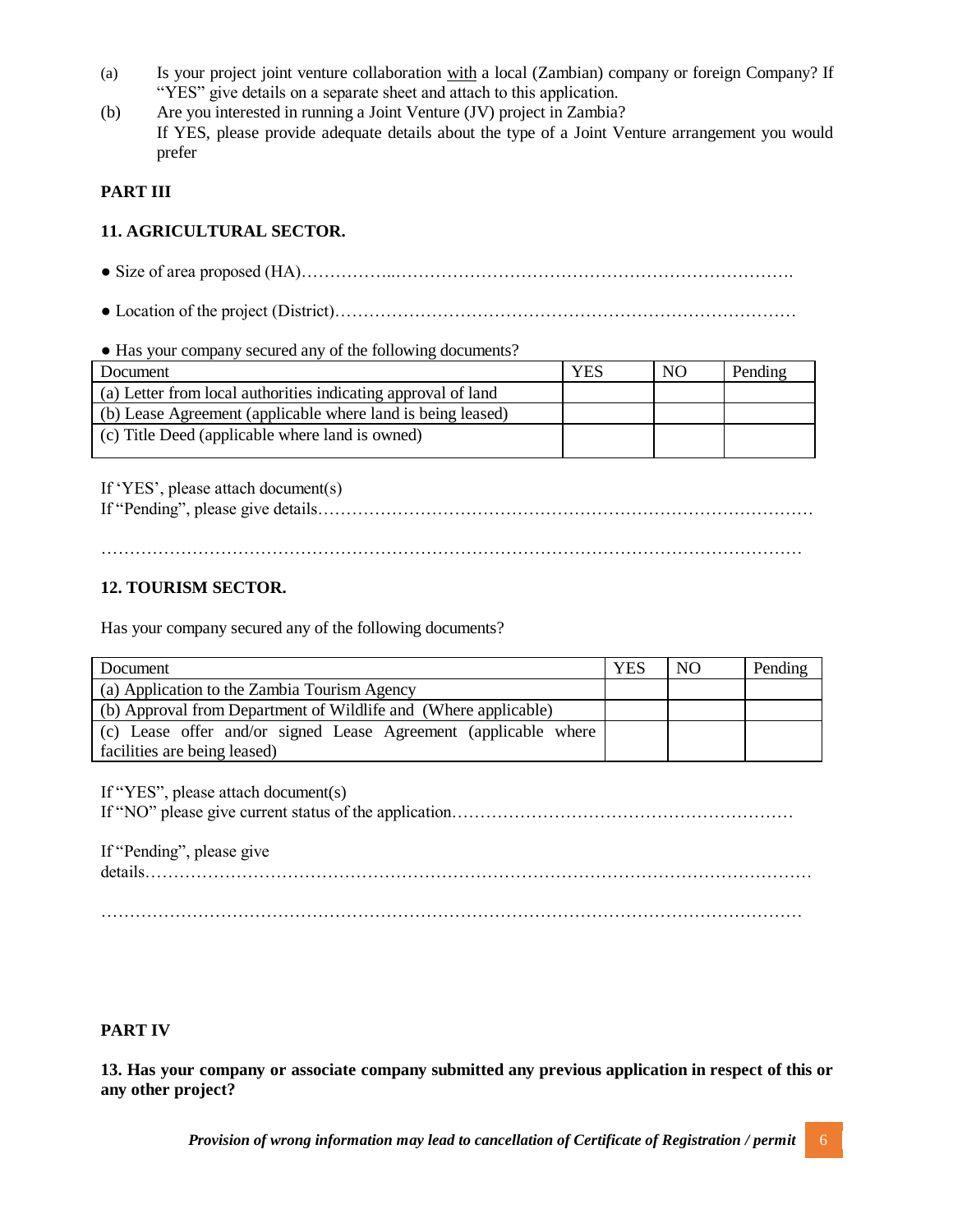(a) Is your project joint venture collaboration with a local (Zambian) company or foreign Company? If "YES" give details on a separate sheet and attach to this application.

(b) Are you interested in running a Joint Venture (JV) project in Zambia?
If YES, please provide adequate details about the type of a Joint Venture arrangement you would prefer

**PART III**

**11. AGRICULTURAL SECTOR.**

● Size of area proposed (HA)……………..……………………………………………………………….

● Location of the project (District)………………………………………………………………………

● Has your company secured any of the following documents?

| Document | YES | NO | Pending |
|---|---|---|---|
| (a) Letter from local authorities indicating approval of land | | | |
| (b) Lease Agreement (applicable where land is being leased) | | | |
| (c) Title Deed (applicable where land is owned) | | | |

If 'YES', please attach document(s)
If "Pending", please give details……………………………………………………………………………

……………………………………………………………………………………………………………

**12. TOURISM SECTOR.**

Has your company secured any of the following documents?

| Document | YES | NO | Pending |
|---|---|---|---|
| (a) Application to the Zambia Tourism Agency | | | |
| (b) Approval from Department of Wildlife and (Where applicable) | | | |
| (c) Lease offer and/or signed Lease Agreement (applicable where facilities are being leased) | | | |

If "YES", please attach document(s)
If "NO" please give current status of the application……………………………………………………

If "Pending", please give details……………………………………………………………………………………………………

……………………………………………………………………………………………………………

**PART IV**

**13. Has your company or associate company submitted any previous application in respect of this or any other project?**

***Provision of wrong information may lead to cancellation of Certificate of Registration / permit***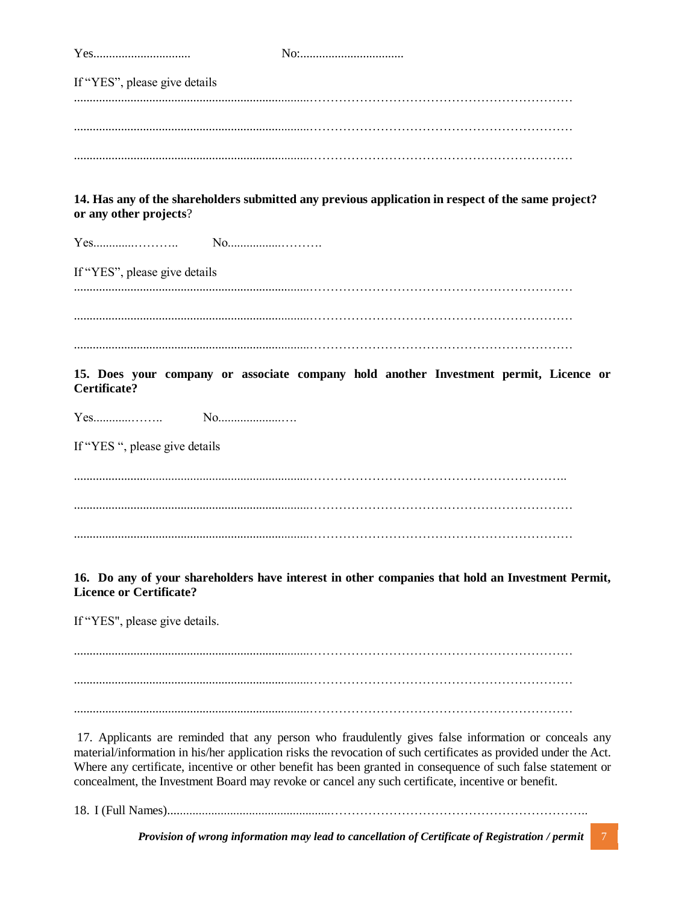Yes............................... No:.................................

If "YES", please give details

..........................................................................................................................................................................

..........................................................................................................................................................................

..........................................................................................................................................................................

**14. Has any of the shareholders submitted any previous application in respect of the same project? or any other projects?**

Yes.............……….. No.................……….

If "YES", please give details

..........................................................................................................................................................................

..........................................................................................................................................................................

..........................................................................................................................................................................

**15. Does your company or associate company hold another Investment permit, Licence or Certificate?**

Yes...........…….. No......................….

If "YES ", please give details

..........................................................................................................................................................................

..........................................................................................................................................................................

..........................................................................................................................................................................

**16. Do any of your shareholders have interest in other companies that hold an Investment Permit, Licence or Certificate?**

If "YES", please give details.

..........................................................................................................................................................................

..........................................................................................................................................................................

..........................................................................................................................................................................

17. Applicants are reminded that any person who fraudulently gives false information or conceals any material/information in his/her application risks the revocation of such certificates as provided under the Act. Where any certificate, incentive or other benefit has been granted in consequence of such false statement or concealment, the Investment Board may revoke or cancel any such certificate, incentive or benefit.

18. I (Full Names).........................................................................................................................................

***Provision of wrong information may lead to cancellation of Certificate of Registration / permit***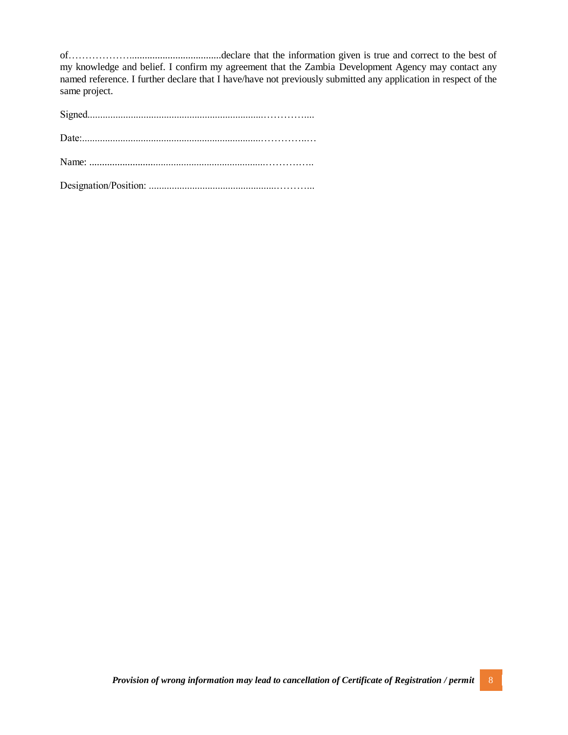of……………….....................................declare that the information given is true and correct to the best of my knowledge and belief. I confirm my agreement that the Zambia Development Agency may contact any named reference. I further declare that I have/have not previously submitted any application in respect of the same project.

Signed.....................................................................…………....

Date:.......................................................................…………..…

Name: .....................................................................…………..

Designation/Position: ................................................………...

***Provision of wrong information may lead to cancellation of Certificate of Registration / permit***